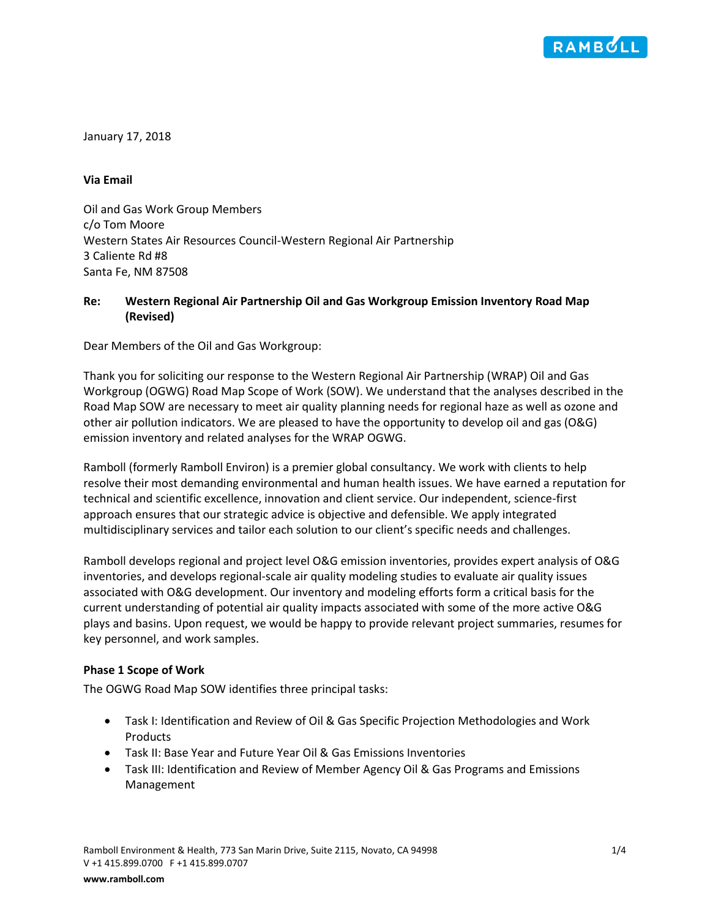January 17, 2018

**Via Email**

Oil and Gas Work Group Members
c/o Tom Moore
Western States Air Resources Council-Western Regional Air Partnership
3 Caliente Rd #8
Santa Fe, NM 87508

**Re: Western Regional Air Partnership Oil and Gas Workgroup Emission Inventory Road Map (Revised)**

Dear Members of the Oil and Gas Workgroup:

Thank you for soliciting our response to the Western Regional Air Partnership (WRAP) Oil and Gas Workgroup (OGWG) Road Map Scope of Work (SOW). We understand that the analyses described in the Road Map SOW are necessary to meet air quality planning needs for regional haze as well as ozone and other air pollution indicators. We are pleased to have the opportunity to develop oil and gas (O&G) emission inventory and related analyses for the WRAP OGWG.

Ramboll (formerly Ramboll Environ) is a premier global consultancy. We work with clients to help resolve their most demanding environmental and human health issues. We have earned a reputation for technical and scientific excellence, innovation and client service. Our independent, science-first approach ensures that our strategic advice is objective and defensible. We apply integrated multidisciplinary services and tailor each solution to our client's specific needs and challenges.

Ramboll develops regional and project level O&G emission inventories, provides expert analysis of O&G inventories, and develops regional-scale air quality modeling studies to evaluate air quality issues associated with O&G development. Our inventory and modeling efforts form a critical basis for the current understanding of potential air quality impacts associated with some of the more active O&G plays and basins. Upon request, we would be happy to provide relevant project summaries, resumes for key personnel, and work samples.

**Phase 1 Scope of Work**

The OGWG Road Map SOW identifies three principal tasks:

- Task I: Identification and Review of Oil & Gas Specific Projection Methodologies and Work Products
- Task II: Base Year and Future Year Oil & Gas Emissions Inventories
- Task III: Identification and Review of Member Agency Oil & Gas Programs and Emissions Management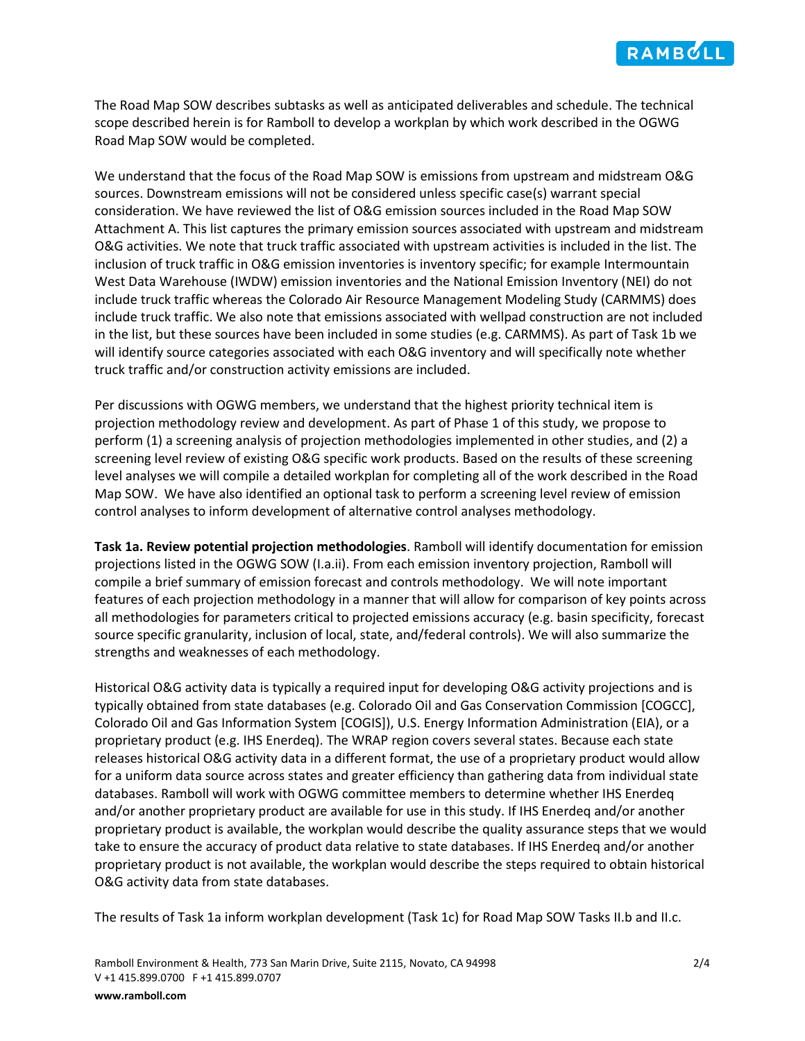The Road Map SOW describes subtasks as well as anticipated deliverables and schedule. The technical scope described herein is for Ramboll to develop a workplan by which work described in the OGWG Road Map SOW would be completed.

We understand that the focus of the Road Map SOW is emissions from upstream and midstream O&G sources. Downstream emissions will not be considered unless specific case(s) warrant special consideration. We have reviewed the list of O&G emission sources included in the Road Map SOW Attachment A. This list captures the primary emission sources associated with upstream and midstream O&G activities. We note that truck traffic associated with upstream activities is included in the list. The inclusion of truck traffic in O&G emission inventories is inventory specific; for example Intermountain West Data Warehouse (IWDW) emission inventories and the National Emission Inventory (NEI) do not include truck traffic whereas the Colorado Air Resource Management Modeling Study (CARMMS) does include truck traffic. We also note that emissions associated with wellpad construction are not included in the list, but these sources have been included in some studies (e.g. CARMMS). As part of Task 1b we will identify source categories associated with each O&G inventory and will specifically note whether truck traffic and/or construction activity emissions are included.

Per discussions with OGWG members, we understand that the highest priority technical item is projection methodology review and development. As part of Phase 1 of this study, we propose to perform (1) a screening analysis of projection methodologies implemented in other studies, and (2) a screening level review of existing O&G specific work products. Based on the results of these screening level analyses we will compile a detailed workplan for completing all of the work described in the Road Map SOW. We have also identified an optional task to perform a screening level review of emission control analyses to inform development of alternative control analyses methodology.

**Task 1a. Review potential projection methodologies**. Ramboll will identify documentation for emission projections listed in the OGWG SOW (I.a.ii). From each emission inventory projection, Ramboll will compile a brief summary of emission forecast and controls methodology. We will note important features of each projection methodology in a manner that will allow for comparison of key points across all methodologies for parameters critical to projected emissions accuracy (e.g. basin specificity, forecast source specific granularity, inclusion of local, state, and/federal controls). We will also summarize the strengths and weaknesses of each methodology.

Historical O&G activity data is typically a required input for developing O&G activity projections and is typically obtained from state databases (e.g. Colorado Oil and Gas Conservation Commission [COGCC], Colorado Oil and Gas Information System [COGIS]), U.S. Energy Information Administration (EIA), or a proprietary product (e.g. IHS Enerdeq). The WRAP region covers several states. Because each state releases historical O&G activity data in a different format, the use of a proprietary product would allow for a uniform data source across states and greater efficiency than gathering data from individual state databases. Ramboll will work with OGWG committee members to determine whether IHS Enerdeq and/or another proprietary product are available for use in this study. If IHS Enerdeq and/or another proprietary product is available, the workplan would describe the quality assurance steps that we would take to ensure the accuracy of product data relative to state databases. If IHS Enerdeq and/or another proprietary product is not available, the workplan would describe the steps required to obtain historical O&G activity data from state databases.

The results of Task 1a inform workplan development (Task 1c) for Road Map SOW Tasks II.b and II.c.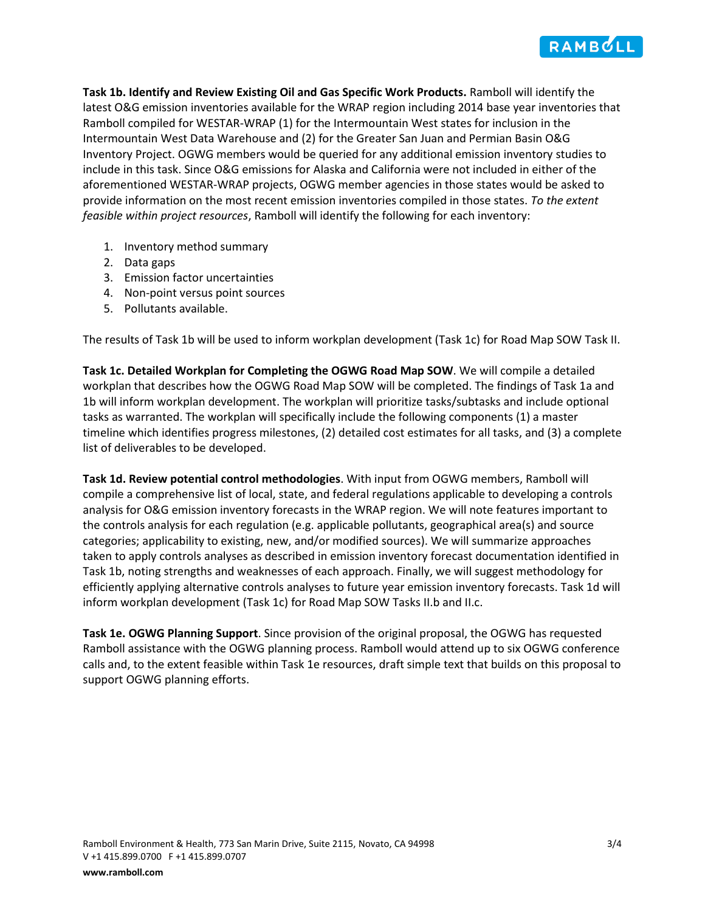**Task 1b. Identify and Review Existing Oil and Gas Specific Work Products.** Ramboll will identify the latest O&G emission inventories available for the WRAP region including 2014 base year inventories that Ramboll compiled for WESTAR-WRAP (1) for the Intermountain West states for inclusion in the Intermountain West Data Warehouse and (2) for the Greater San Juan and Permian Basin O&G Inventory Project. OGWG members would be queried for any additional emission inventory studies to include in this task. Since O&G emissions for Alaska and California were not included in either of the aforementioned WESTAR-WRAP projects, OGWG member agencies in those states would be asked to provide information on the most recent emission inventories compiled in those states. *To the extent feasible within project resources*, Ramboll will identify the following for each inventory:

1. Inventory method summary
2. Data gaps
3. Emission factor uncertainties
4. Non-point versus point sources
5. Pollutants available.

The results of Task 1b will be used to inform workplan development (Task 1c) for Road Map SOW Task II.

**Task 1c. Detailed Workplan for Completing the OGWG Road Map SOW**. We will compile a detailed workplan that describes how the OGWG Road Map SOW will be completed. The findings of Task 1a and 1b will inform workplan development. The workplan will prioritize tasks/subtasks and include optional tasks as warranted. The workplan will specifically include the following components (1) a master timeline which identifies progress milestones, (2) detailed cost estimates for all tasks, and (3) a complete list of deliverables to be developed.

**Task 1d. Review potential control methodologies**. With input from OGWG members, Ramboll will compile a comprehensive list of local, state, and federal regulations applicable to developing a controls analysis for O&G emission inventory forecasts in the WRAP region. We will note features important to the controls analysis for each regulation (e.g. applicable pollutants, geographical area(s) and source categories; applicability to existing, new, and/or modified sources). We will summarize approaches taken to apply controls analyses as described in emission inventory forecast documentation identified in Task 1b, noting strengths and weaknesses of each approach. Finally, we will suggest methodology for efficiently applying alternative controls analyses to future year emission inventory forecasts. Task 1d will inform workplan development (Task 1c) for Road Map SOW Tasks II.b and II.c.

**Task 1e. OGWG Planning Support**. Since provision of the original proposal, the OGWG has requested Ramboll assistance with the OGWG planning process. Ramboll would attend up to six OGWG conference calls and, to the extent feasible within Task 1e resources, draft simple text that builds on this proposal to support OGWG planning efforts.